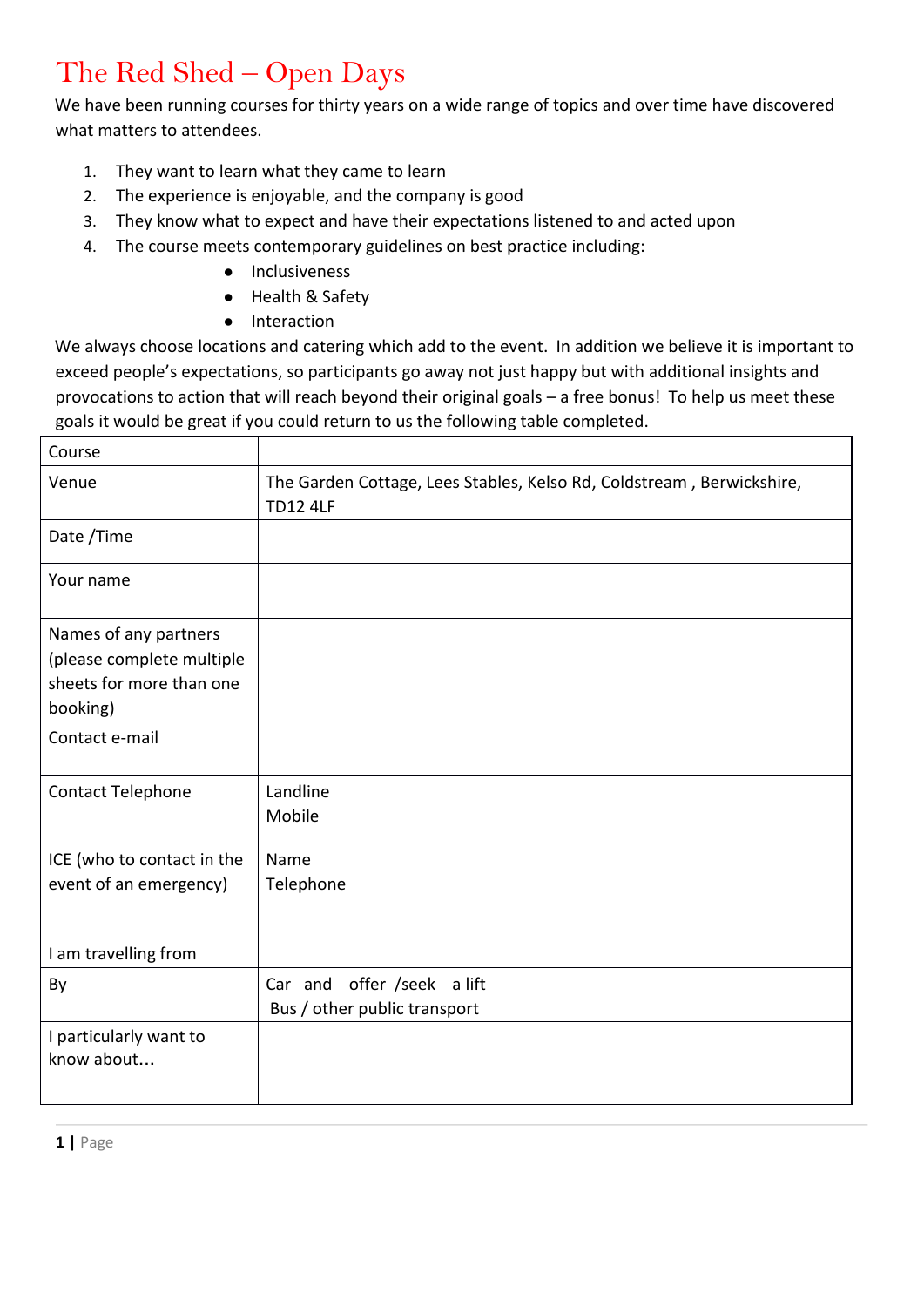# The Red Shed – Open Days

We have been running courses for thirty years on a wide range of topics and over time have discovered what matters to attendees.

1. They want to learn what they came to learn
2. The experience is enjoyable, and the company is good
3. They know what to expect and have their expectations listened to and acted upon
4. The course meets contemporary guidelines on best practice including:
    - Inclusiveness
    - Health & Safety
    - Interaction

We always choose locations and catering which add to the event. In addition we believe it is important to exceed people's expectations, so participants go away not just happy but with additional insights and provocations to action that will reach beyond their original goals – a free bonus! To help us meet these goals it would be great if you could return to us the following table completed.

| | |
|---|---|
| Course | |
| Venue | The Garden Cottage, Lees Stables, Kelso Rd, Coldstream , Berwickshire, TD12 4LF |
| Date /Time | |
| Your name | |
| Names of any partners (please complete multiple sheets for more than one booking) | |
| Contact e-mail | |
| Contact Telephone | Landline<br>Mobile |
| ICE (who to contact in the event of an emergency) | Name<br>Telephone |
| I am travelling from | |
| By | Car and offer /seek a lift<br>Bus / other public transport |
| I particularly want to know about… | |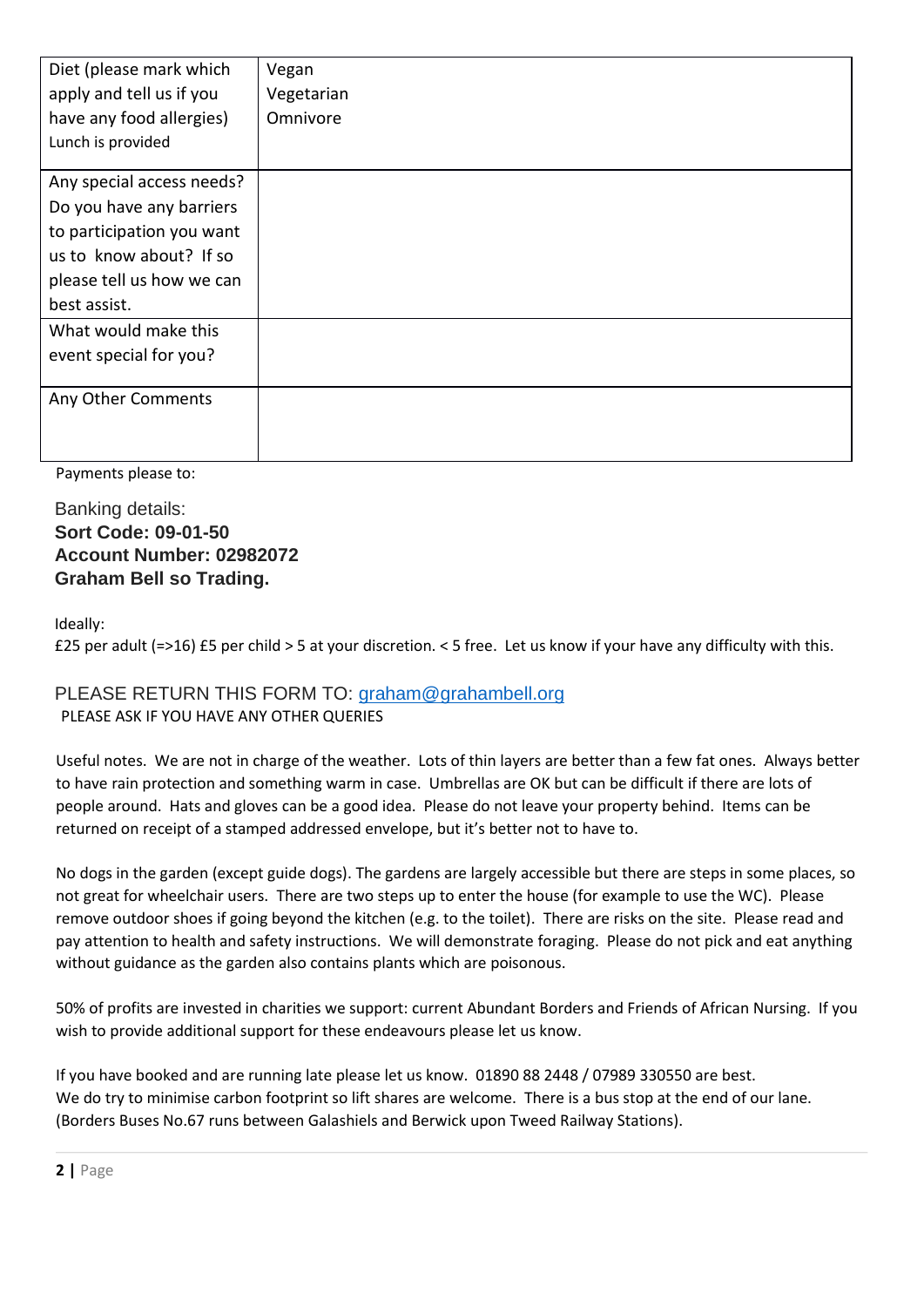| | |
|---|---|
| Diet (please mark which apply and tell us if you have any food allergies)<br>Lunch is provided | Vegan<br>Vegetarian<br>Omnivore |
| Any special access needs? Do you have any barriers to participation you want us to know about? If so please tell us how we can best assist. | |
| What would make this event special for you? | |
| Any Other Comments | |

Payments please to:

Banking details:
**Sort Code: 09-01-50**
**Account Number: 02982072**
**Graham Bell so Trading.**

Ideally:
£25 per adult (=>16) £5 per child > 5 at your discretion. < 5 free. Let us know if your have any difficulty with this.

PLEASE RETURN THIS FORM TO: [graham@grahambell.org](mailto:graham@grahambell.org)
PLEASE ASK IF YOU HAVE ANY OTHER QUERIES

Useful notes. We are not in charge of the weather. Lots of thin layers are better than a few fat ones. Always better to have rain protection and something warm in case. Umbrellas are OK but can be difficult if there are lots of people around. Hats and gloves can be a good idea. Please do not leave your property behind. Items can be returned on receipt of a stamped addressed envelope, but it's better not to have to.

No dogs in the garden (except guide dogs). The gardens are largely accessible but there are steps in some places, so not great for wheelchair users. There are two steps up to enter the house (for example to use the WC). Please remove outdoor shoes if going beyond the kitchen (e.g. to the toilet). There are risks on the site. Please read and pay attention to health and safety instructions. We will demonstrate foraging. Please do not pick and eat anything without guidance as the garden also contains plants which are poisonous.

50% of profits are invested in charities we support: current Abundant Borders and Friends of African Nursing. If you wish to provide additional support for these endeavours please let us know.

If you have booked and are running late please let us know. 01890 88 2448 / 07989 330550 are best.
We do try to minimise carbon footprint so lift shares are welcome. There is a bus stop at the end of our lane. (Borders Buses No.67 runs between Galashiels and Berwick upon Tweed Railway Stations).